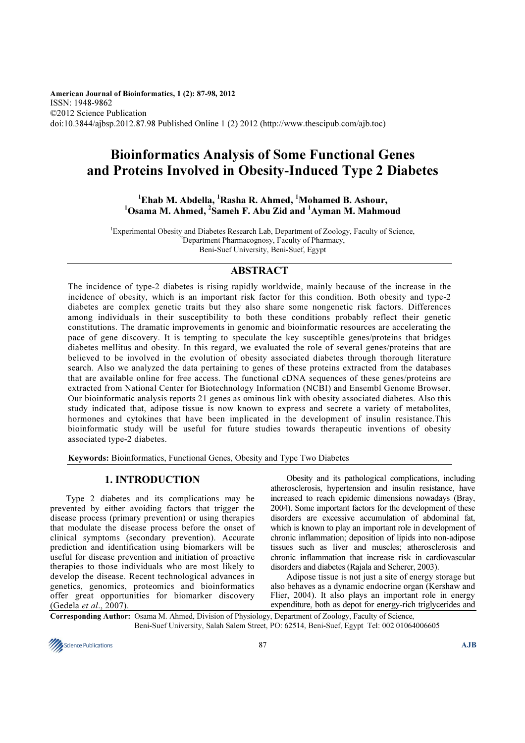American Journal of Bioinformatics, 1 (2): 87-98, 2012
ISSN: 1948-9862
©2012 Science Publication
doi:10.3844/ajbsp.2012.87.98 Published Online 1 (2) 2012 (http://www.thescipub.com/ajb.toc)

# Bioinformatics Analysis of Some Functional Genes and Proteins Involved in Obesity-Induced Type 2 Diabetes

**[1]Ehab M. Abdella, [1]Rasha R. Ahmed, [1]Mohamed B. Ashour, [1]Osama M. Ahmed, [2]Sameh F. Abu Zid and [1]Ayman M. Mahmoud**

[1]Experimental Obesity and Diabetes Research Lab, Department of Zoology, Faculty of Science,
[2]Department Pharmacognosy, Faculty of Pharmacy,
Beni-Suef University, Beni-Suef, Egypt

## ABSTRACT

The incidence of type-2 diabetes is rising rapidly worldwide, mainly because of the increase in the incidence of obesity, which is an important risk factor for this condition. Both obesity and type-2 diabetes are complex genetic traits but they also share some nongenetic risk factors. Differences among individuals in their susceptibility to both these conditions probably reflect their genetic constitutions. The dramatic improvements in genomic and bioinformatic resources are accelerating the pace of gene discovery. It is tempting to speculate the key susceptible genes/proteins that bridges diabetes mellitus and obesity. In this regard, we evaluated the role of several genes/proteins that are believed to be involved in the evolution of obesity associated diabetes through thorough literature search. Also we analyzed the data pertaining to genes of these proteins extracted from the databases that are available online for free access. The functional cDNA sequences of these genes/proteins are extracted from National Center for Biotechnology Information (NCBI) and Ensembl Genome Browser. Our bioinformatic analysis reports 21 genes as ominous link with obesity associated diabetes. Also this study indicated that, adipose tissue is now known to express and secrete a variety of metabolites, hormones and cytokines that have been implicated in the development of insulin resistance.This bioinformatic study will be useful for future studies towards therapeutic inventions of obesity associated type-2 diabetes.

**Keywords:** Bioinformatics, Functional Genes, Obesity and Type Two Diabetes

## 1. INTRODUCTION

Type 2 diabetes and its complications may be prevented by either avoiding factors that trigger the disease process (primary prevention) or using therapies that modulate the disease process before the onset of clinical symptoms (secondary prevention). Accurate prediction and identification using biomarkers will be useful for disease prevention and initiation of proactive therapies to those individuals who are most likely to develop the disease. Recent technological advances in genetics, genomics, proteomics and bioinformatics offer great opportunities for biomarker discovery (Gedela *et al*., 2007).

Obesity and its pathological complications, including atherosclerosis, hypertension and insulin resistance, have increased to reach epidemic dimensions nowadays (Bray, 2004). Some important factors for the development of these disorders are excessive accumulation of abdominal fat, which is known to play an important role in development of chronic inflammation; deposition of lipids into non-adipose tissues such as liver and muscles; atherosclerosis and chronic inflammation that increase risk in cardiovascular disorders and diabetes (Rajala and Scherer, 2003).

Adipose tissue is not just a site of energy storage but also behaves as a dynamic endocrine organ (Kershaw and Flier, 2004). It also plays an important role in energy expenditure, both as depot for energy-rich triglycerides and

**Corresponding Author:** Osama M. Ahmed, Division of Physiology, Department of Zoology, Faculty of Science, Beni-Suef University, Salah Salem Street, PO: 62514, Beni-Suef, Egypt Tel: 002 01064006605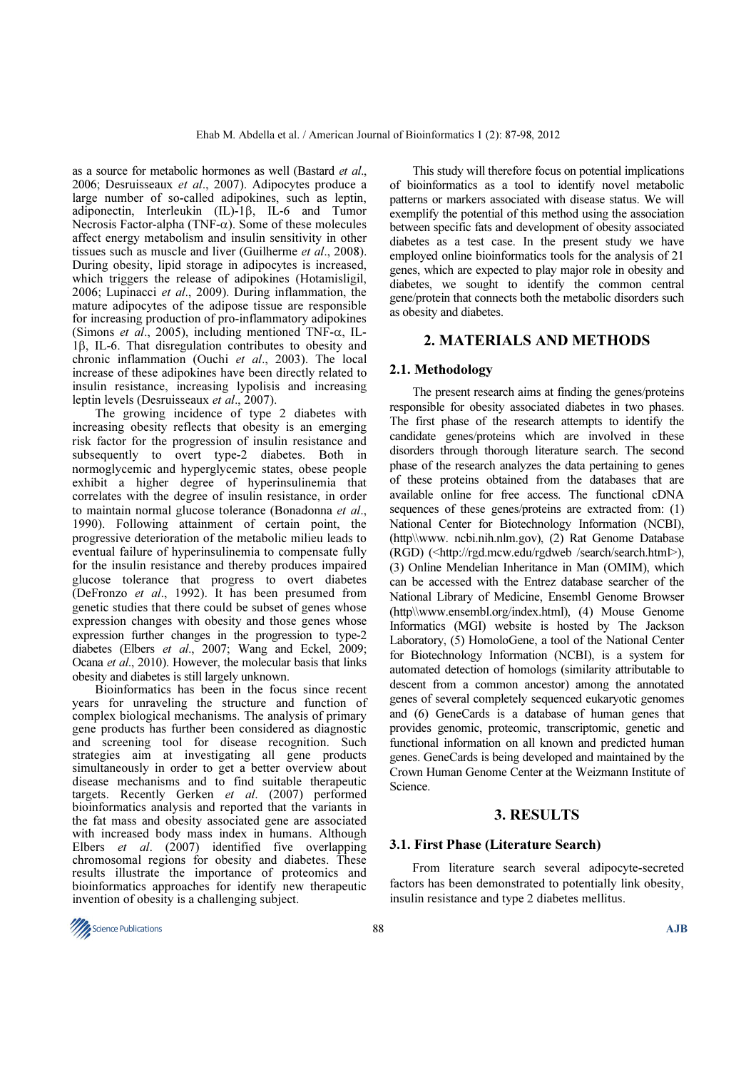as a source for metabolic hormones as well (Bastard *et al*., 2006; Desruisseaux *et al*., 2007). Adipocytes produce a large number of so-called adipokines, such as leptin, adiponectin, Interleukin (IL)-1β, IL-6 and Tumor Necrosis Factor-alpha (TNF-α). Some of these molecules affect energy metabolism and insulin sensitivity in other tissues such as muscle and liver (Guilherme *et al*., 2008). During obesity, lipid storage in adipocytes is increased, which triggers the release of adipokines (Hotamisligil, 2006; Lupinacci *et al*., 2009). During inflammation, the mature adipocytes of the adipose tissue are responsible for increasing production of pro-inflammatory adipokines (Simons *et al*., 2005), including mentioned TNF-α, IL-1β, IL-6. That disregulation contributes to obesity and chronic inflammation (Ouchi *et al*., 2003). The local increase of these adipokines have been directly related to insulin resistance, increasing lypolisis and increasing leptin levels (Desruisseaux *et al*., 2007).

The growing incidence of type 2 diabetes with increasing obesity reflects that obesity is an emerging risk factor for the progression of insulin resistance and subsequently to overt type-2 diabetes. Both in normoglycemic and hyperglycemic states, obese people exhibit a higher degree of hyperinsulinemia that correlates with the degree of insulin resistance, in order to maintain normal glucose tolerance (Bonadonna *et al*., 1990). Following attainment of certain point, the progressive deterioration of the metabolic milieu leads to eventual failure of hyperinsulinemia to compensate fully for the insulin resistance and thereby produces impaired glucose tolerance that progress to overt diabetes (DeFronzo *et al*., 1992). It has been presumed from genetic studies that there could be subset of genes whose expression changes with obesity and those genes whose expression further changes in the progression to type-2 diabetes (Elbers *et al*., 2007; Wang and Eckel, 2009; Ocana *et al*., 2010). However, the molecular basis that links obesity and diabetes is still largely unknown.

Bioinformatics has been in the focus since recent years for unraveling the structure and function of complex biological mechanisms. The analysis of primary gene products has further been considered as diagnostic and screening tool for disease recognition. Such strategies aim at investigating all gene products simultaneously in order to get a better overview about disease mechanisms and to find suitable therapeutic targets. Recently Gerken *et al*. (2007) performed bioinformatics analysis and reported that the variants in the fat mass and obesity associated gene are associated with increased body mass index in humans. Although Elbers *et al*. (2007) identified five overlapping chromosomal regions for obesity and diabetes. These results illustrate the importance of proteomics and bioinformatics approaches for identify new therapeutic invention of obesity is a challenging subject.

This study will therefore focus on potential implications of bioinformatics as a tool to identify novel metabolic patterns or markers associated with disease status. We will exemplify the potential of this method using the association between specific fats and development of obesity associated diabetes as a test case. In the present study we have employed online bioinformatics tools for the analysis of 21 genes, which are expected to play major role in obesity and diabetes, we sought to identify the common central gene/protein that connects both the metabolic disorders such as obesity and diabetes.

## 2. MATERIALS AND METHODS

### 2.1. Methodology

The present research aims at finding the genes/proteins responsible for obesity associated diabetes in two phases. The first phase of the research attempts to identify the candidate genes/proteins which are involved in these disorders through thorough literature search. The second phase of the research analyzes the data pertaining to genes of these proteins obtained from the databases that are available online for free access. The functional cDNA sequences of these genes/proteins are extracted from: (1) National Center for Biotechnology Information (NCBI), (http\\www. ncbi.nih.nlm.gov), (2) Rat Genome Database (RGD) (<http://rgd.mcw.edu/rgdweb /search/search.html>), (3) Online Mendelian Inheritance in Man (OMIM), which can be accessed with the Entrez database searcher of the National Library of Medicine, Ensembl Genome Browser (http\\www.ensembl.org/index.html), (4) Mouse Genome Informatics (MGI) website is hosted by The Jackson Laboratory, (5) HomoloGene, a tool of the National Center for Biotechnology Information (NCBI), is a system for automated detection of homologs (similarity attributable to descent from a common ancestor) among the annotated genes of several completely sequenced eukaryotic genomes and (6) GeneCards is a database of human genes that provides genomic, proteomic, transcriptomic, genetic and functional information on all known and predicted human genes. GeneCards is being developed and maintained by the Crown Human Genome Center at the Weizmann Institute of Science.

## 3. RESULTS

### 3.1. First Phase (Literature Search)

From literature search several adipocyte-secreted factors has been demonstrated to potentially link obesity, insulin resistance and type 2 diabetes mellitus.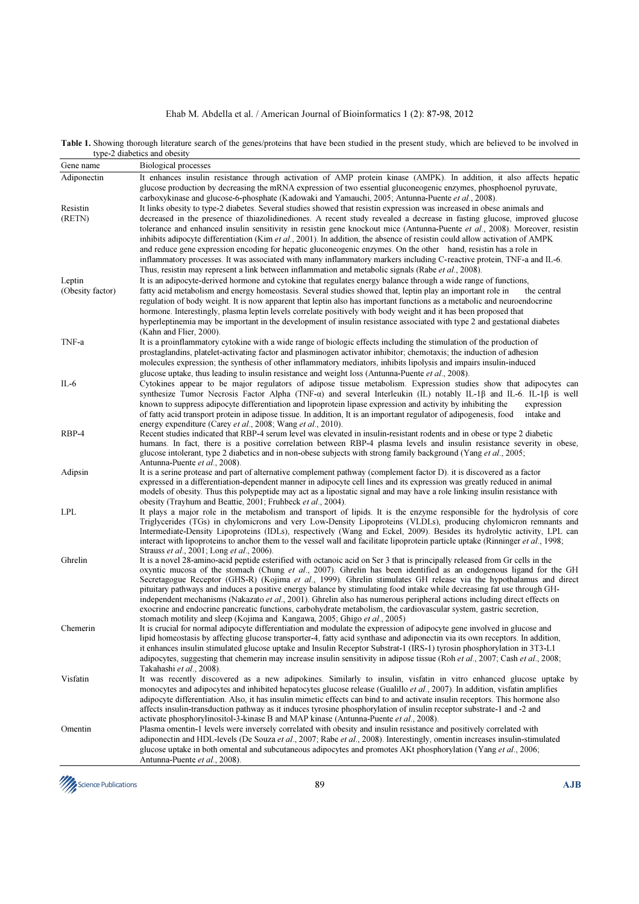**Table 1.** Showing thorough literature search of the genes/proteins that have been studied in the present study, which are believed to be involved in type-2 diabetics and obesity

| Gene name | Biological processes |
|---|---|
| Adiponectin | It enhances insulin resistance through activation of AMP protein kinase (AMPK). In addition, it also affects hepatic glucose production by decreasing the mRNA expression of two essential gluconeogenic enzymes, phosphoenol pyruvate, carboxykinase and glucose-6-phosphate (Kadowaki and Yamauchi, 2005; Antunna-Puente *et al*., 2008). |
| Resistin (RETN) | It links obesity to type-2 diabetes. Several studies showed that resistin expression was increased in obese animals and decreased in the presence of thiazolidinediones. A recent study revealed a decrease in fasting glucose, improved glucose tolerance and enhanced insulin sensitivity in resistin gene knockout mice (Antunna-Puente *et al*., 2008). Moreover, resistin inhibits adipocyte differentiation (Kim *et al*., 2001). In addition, the absence of resistin could allow activation of AMPK and reduce gene expression encoding for hepatic gluconeogenic enzymes. On the other hand, resistin has a role in inflammatory processes. It was associated with many inflammatory markers including C-reactive protein, TNF-a and IL-6. Thus, resistin may represent a link between inflammation and metabolic signals (Rabe *et al*., 2008). |
| Leptin (Obesity factor) | It is an adipocyte-derived hormone and cytokine that regulates energy balance through a wide range of functions, fatty acid metabolism and energy homeostasis. Several studies showed that, leptin play an important role in the central regulation of body weight. It is now apparent that leptin also has important functions as a metabolic and neuroendocrine hormone. Interestingly, plasma leptin levels correlate positively with body weight and it has been proposed that hyperleptinemia may be important in the development of insulin resistance associated with type 2 and gestational diabetes (Kahn and Flier, 2000). |
| TNF-a | It is a proinflammatory cytokine with a wide range of biologic effects including the stimulation of the production of prostaglandins, platelet-activating factor and plasminogen activator inhibitor; chemotaxis; the induction of adhesion molecules expression; the synthesis of other inflammatory mediators, inhibits lipolysis and impairs insulin-induced glucose uptake, thus leading to insulin resistance and weight loss (Antunna-Puente *et al*., 2008). |
| IL-6 | Cytokines appear to be major regulators of adipose tissue metabolism. Expression studies show that adipocytes can synthesize Tumor Necrosis Factor Alpha (TNF-α) and several Interleukin (IL) notably IL-1β and IL-6. IL-1β is well known to suppress adipocyte differentiation and lipoprotein lipase expression and activity by inhibiting the expression of fatty acid transport protein in adipose tissue. In addition, It is an important regulator of adipogenesis, food intake and energy expenditure (Carey *et al*., 2008; Wang *et al*., 2010). |
| RBP-4 | Recent studies indicated that RBP-4 serum level was elevated in insulin-resistant rodents and in obese or type 2 diabetic humans. In fact, there is a positive correlation between RBP-4 plasma levels and insulin resistance severity in obese, glucose intolerant, type 2 diabetics and in non-obese subjects with strong family background (Yang *et al*., 2005; Antunna-Puente *et al*., 2008). |
| Adipsin | It is a serine protease and part of alternative complement pathway (complement factor D). it is discovered as a factor expressed in a differentiation-dependent manner in adipocyte cell lines and its expression was greatly reduced in animal models of obesity. Thus this polypeptide may act as a lipostatic signal and may have a role linking insulin resistance with obesity (Trayhum and Beattie, 2001; Fruhbeck *et al*., 2004). |
| LPL | It plays a major role in the metabolism and transport of lipids. It is the enzyme responsible for the hydrolysis of core Triglycerides (TGs) in chylomicrons and very Low-Density Lipoproteins (VLDLs), producing chylomicron remnants and Intermediate-Density Lipoproteins (IDLs), respectively (Wang and Eckel, 2009). Besides its hydrolytic activity, LPL can interact with lipoproteins to anchor them to the vessel wall and facilitate lipoprotein particle uptake (Rinninger *et al*., 1998; Strauss *et al*., 2001; Long *et al*., 2006). |
| Ghrelin | It is a novel 28-amino-acid peptide esterified with octanoic acid on Ser 3 that is principally released from Gr cells in the oxyntic mucosa of the stomach (Chung *et al*., 2007). Ghrelin has been identified as an endogenous ligand for the GH Secretagogue Receptor (GHS-R) (Kojima *et al*., 1999). Ghrelin stimulates GH release via the hypothalamus and direct pituitary pathways and induces a positive energy balance by stimulating food intake while decreasing fat use through GH-independent mechanisms (Nakazato *et al*., 2001). Ghrelin also has numerous peripheral actions including direct effects on exocrine and endocrine pancreatic functions, carbohydrate metabolism, the cardiovascular system, gastric secretion, stomach motility and sleep (Kojima and Kangawa, 2005; Ghigo *et al*., 2005) |
| Chemerin | It is crucial for normal adipocyte differentiation and modulate the expression of adipocyte gene involved in glucose and lipid homeostasis by affecting glucose transporter-4, fatty acid synthase and adiponectin via its own receptors. In addition, it enhances insulin stimulated glucose uptake and Insulin Receptor Substrat-1 (IRS-1) tyrosin phosphorylation in 3T3-L1 adipocytes, suggesting that chemerin may increase insulin sensitivity in adipose tissue (Roh *et al*., 2007; Cash *et al*., 2008; Takahashi *et al*., 2008). |
| Visfatin | It was recently discovered as a new adipokines. Similarly to insulin, visfatin in vitro enhanced glucose uptake by monocytes and adipocytes and inhibited hepatocytes glucose release (Gualillo *et al*., 2007). In addition, visfatin amplifies adipocyte differentiation. Also, it has insulin mimetic effects can bind to and activate insulin receptors. This hormone also affects insulin-transduction pathway as it induces tyrosine phosphorylation of insulin receptor substrate-1 and -2 and activate phosphorylinositol-3-kinase B and MAP kinase (Antunna-Puente *et al*., 2008). |
| Omentin | Plasma omentin-1 levels were inversely correlated with obesity and insulin resistance and positively correlated with adiponectin and HDL-levels (De Souza *et al*., 2007; Rabe *et al*., 2008). Interestingly, omentin increases insulin-stimulated glucose uptake in both omental and subcutaneous adipocytes and promotes AKt phosphorylation (Yang *et al*., 2006; Antunna-Puente *et al*., 2008). |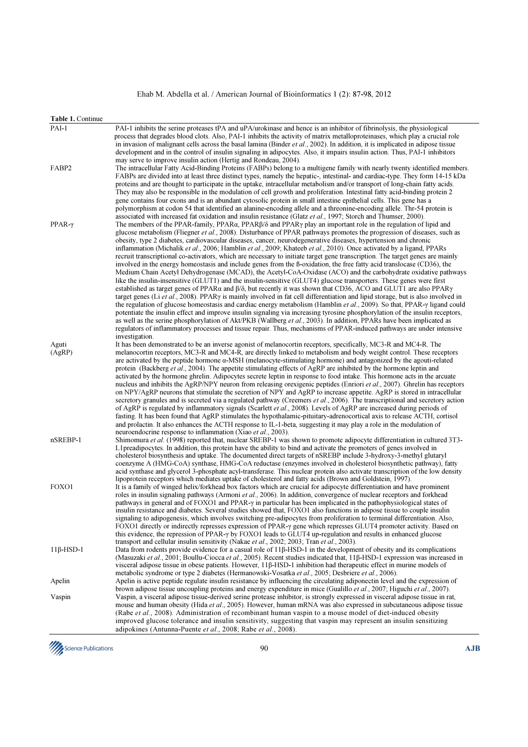**Table 1.** Continue

| | |
|---|---|
| PAI-1 | PAI-1 inhibits the serine proteases tPA and uPA/urokinase and hence is an inhibitor of fibrinolysis, the physiological process that degrades blood clots. Also, PAI-1 inhibits the activity of matrix metalloproteinases, which play a crucial role in invasion of malignant cells across the basal lamina (Binder *et al*., 2002). In addition, it is implicated in adipose tissue development and in the control of insulin signaling in adipocytes. Also, it impairs insulin action. Thus, PAI-1 inhibitors may serve to improve insulin action (Hertig and Rondeau, 2004). |
| FABP2 | The intracellular Fatty Acid-Binding Proteins (FABPs) belong to a multigene family with nearly twenty identified members. FABPs are divided into at least three distinct types, namely the hepatic-, intestinal- and cardiac-type. They form 14-15 kDa proteins and are thought to participate in the uptake, intracellular metabolism and/or transport of long-chain fatty acids. They may also be responsible in the modulation of cell growth and proliferation. Intestinal fatty acid-binding protein 2 gene contains four exons and is an abundant cytosolic protein in small intestine epithelial cells. This gene has a polymorphism at codon 54 that identified an alanine-encoding allele and a threonine-encoding allele. Thr-54 protein is associated with increased fat oxidation and insulin resistance (Glatz *et al*., 1997; Storch and Thumser, 2000). |
| PPAR-γ | The members of the PPAR-family, PPARα, PPARβ/δ and PPARγ play an important role in the regulation of lipid and glucose metabolism (Fliegner *et al*., 2008). Disturbance of PPAR pathways promotes the progression of diseases, such as obesity, type 2 diabetes, cardiovascular diseases, cancer, neurodegenerative diseases, hypertension and chronic inflammation (Michalik *et al*., 2006; Hamblin *et al*., 2009; Khateeb *et al*., 2010). Once activated by a ligand, PPARs recruit transcriptional co-activators, which are necessary to initiate target gene transcription. The target genes are mainly involved in the energy homeostasis and include genes from the ß-oxidation, the free fatty acid translocase (CD36), the Medium Chain Acetyl Dehydrogenase (MCAD), the Acetyl-CoA-Oxidase (ACO) and the carbohydrate oxidative pathways like the insulin-insensitive (GLUT1) and the insulin-sensitive (GLUT4) glucose transporters. These genes were first established as target genes of PPARα and β/δ, but recently it was shown that CD36, ACO and GLUT1 are also PPARγ target genes (Li *et al*., 2008). PPARγ is mainly involved in fat cell differentiation and lipid storage, but is also involved in the regulation of glucose homeostasis and cardiac energy metabolism (Hamblin *et al*., 2009). So that, PPAR-γ ligand could potentiate the insulin effect and improve insulin signaling via increasing tyrosine phosphorylation of the insulin receptors, as well as the serine phosphorylation of Akt/PKB (Wallberg *et al*., 2003). In addition, PPARs have been implicated as regulators of inflammatory processes and tissue repair. Thus, mechanisms of PPAR-induced pathways are under intensive investigation. |
| Aguti (AgRP) | It has been demonstrated to be an inverse agonist of melanocortin receptors, specifically, MC3-R and MC4-R. The melanocortin receptors, MC3-R and MC4-R, are directly linked to metabolism and body weight control. These receptors are activated by the peptide hormone α-MSH (melanocyte-stimulating hormone) and antagonized by the agouti-related protein (Backberg *et al*., 2004). The appetite stimulating effects of AgRP are inhibited by the hormone leptin and activated by the hormone ghrelin. Adipocytes secrete leptin in response to food intake. This hormone acts in the arcuate nucleus and inhibits the AgRP/NPY neuron from releasing orexigenic peptides (Enriori *et al*., 2007). Ghrelin has receptors on NPY/AgRP neurons that stimulate the secretion of NPY and AgRP to increase appetite. AgRP is stored in intracellular secretory granules and is secreted via a regulated pathway (Creemers *et al*., 2006). The transcriptional and secretory action of AgRP is regulated by inflammatory signals (Scarlett *et al*., 2008). Levels of AgRP are increased during periods of fasting. It has been found that AgRP stimulates the hypothalamic-pituitary-adrenocortical axis to release ACTH, cortisol and prolactin. It also enhances the ACTH response to IL-1-beta, suggesting it may play a role in the modulation of neuroendocrine response to inflammation (Xiao *et al*., 2003). |
| nSREBP-1 | Shimomura *et al*. (1998) reported that, nuclear SREBP-1 was shown to promote adipocyte differentiation in cultured 3T3-L1preadipocytes. In addition, this protein have the ability to bind and activate the promoters of genes involved in cholesterol biosynthesis and uptake. The documented direct targets of nSREBP include 3-hydroxy-3-methyl glutaryl coenzyme A (HMG-CoA) synthase, HMG-CoA reductase (enzymes involved in cholesterol biosynthetic pathway), fatty acid synthase and glycerol 3-phosphate acyl-transferase. This nuclear protein also activate transcription of the low density lipoprotein receptors which mediates uptake of cholesterol and fatty acids (Brown and Goldstein, 1997). |
| FOXO1 | It is a family of winged helix/forkhead box factors which are crucial for adipocyte differentiation and have prominent roles in insulin signaling pathways (Armoni *et al*., 2006). In addition, convergence of nuclear receptors and forkhead pathways in general and of FOXO1 and PPAR-γ in particular has been implicated in the pathophysiological states of insulin resistance and diabetes. Several studies showed that, FOXO1 also functions in adipose tissue to couple insulin signaling to adipogenesis, which involves switching pre-adipocytes from proliferation to terminal differentiation. Also, FOXO1 directly or indirectly represses expression of PPAR-γ gene which represses GLUT4 promoter activity. Based on this evidence, the repression of PPAR-γ by FOXO1 leads to GLUT4 up-regulation and results in enhanced glucose transport and cellular insulin sensitivity (Nakae *et al*., 2002; 2003; Tran *et al*., 2003). |
| 11β-HSD-1 | Data from rodents provide evidence for a casual role of 11β-HSD-1 in the development of obesity and its complications (Masuzaki *et al*., 2001; Boullu-Ciocca *et al*., 2005). Recent studies indicated that, 11β-HSD-1 expression was increased in visceral adipose tissue in obese patients. However, 11β-HSD-1 inhibition had therapeutic effect in murine models of metabolic syndrome or type 2 diabetes (Hermanowski-Vosatka *et al*., 2005; Desbriere *et al*., 2006). |
| Apelin | Apelin is active peptide regulate insulin resistance by influencing the circulating adiponectin level and the expression of brown adipose tissue uncoupling proteins and energy expenditure in mice (Gualillo *et al*., 2007; Higuchi *et al*., 2007). |
| Vaspin | Vaspin, a visceral adipose tissue-derived serine protease inhibitor, is strongly expressed in visceral adipose tissue in rat, mouse and human obesity (Hida *et al*., 2005). However, human mRNA was also expressed in subcutaneous adipose tissue (Rabe *et al*., 2008). Administration of recombinant human vaspin to a mouse model of diet-induced obesity improved glucose tolerance and insulin sensitivity, suggesting that vaspin may represent an insulin sensitizing adipokines (Antunna-Puente *et al*., 2008; Rabe *et al*., 2008). |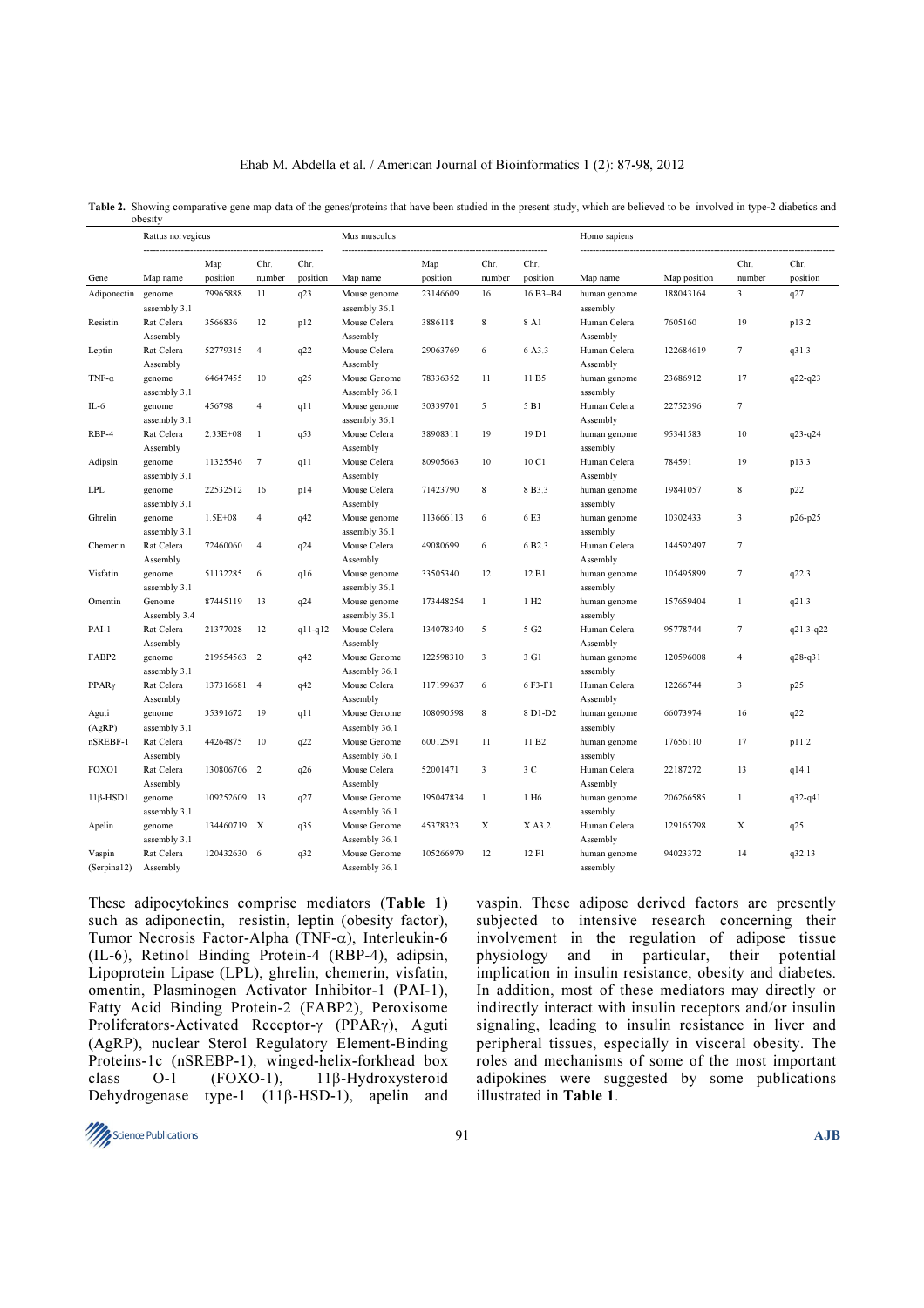**Table 2.** Showing comparative gene map data of the genes/proteins that have been studied in the present study, which are believed to be involved in type-2 diabetics and obesity

| | Rattus norvegicus | | | | Mus musculus | | | | Homo sapiens | | | |
|---|---|---|---|---|---|---|---|---|---|---|---|---|
| Gene | Map name | Map position | Chr. number | Chr. position | Map name | Map position | Chr. number | Chr. position | Map name | Map position | Chr. number | Chr. position |
| Adiponectin | genome assembly 3.1 | 79965888 | 11 | q23 | Mouse genome assembly 36.1 | 23146609 | 16 | 16 B3–B4 | human genome assembly | 188043164 | 3 | q27 |
| Resistin | Rat Celera Assembly | 3566836 | 12 | p12 | Mouse Celera Assembly | 3886118 | 8 | 8 A1 | Human Celera Assembly | 7605160 | 19 | p13.2 |
| Leptin | Rat Celera Assembly | 52779315 | 4 | q22 | Mouse Celera Assembly | 29063769 | 6 | 6 A3.3 | Human Celera Assembly | 122684619 | 7 | q31.3 |
| TNF-α | genome assembly 3.1 | 64647455 | 10 | q25 | Mouse Genome Assembly 36.1 | 78336352 | 11 | 11 B5 | human genome assembly | 23686912 | 17 | q22-q23 |
| IL-6 | genome assembly 3.1 | 456798 | 4 | q11 | Mouse genome assembly 36.1 | 30339701 | 5 | 5 B1 | Human Celera Assembly | 22752396 | 7 | |
| RBP-4 | Rat Celera Assembly | 2.33E+08 | 1 | q53 | Mouse Celera Assembly | 38908311 | 19 | 19 D1 | human genome assembly | 95341583 | 10 | q23-q24 |
| Adipsin | genome assembly 3.1 | 11325546 | 7 | q11 | Mouse Celera Assembly | 80905663 | 10 | 10 C1 | Human Celera Assembly | 784591 | 19 | p13.3 |
| LPL | genome assembly 3.1 | 22532512 | 16 | p14 | Mouse Celera Assembly | 71423790 | 8 | 8 B3.3 | human genome assembly | 19841057 | 8 | p22 |
| Ghrelin | genome assembly 3.1 | 1.5E+08 | 4 | q42 | Mouse genome assembly 36.1 | 113666113 | 6 | 6 E3 | human genome assembly | 10302433 | 3 | p26-p25 |
| Chemerin | Rat Celera Assembly | 72460060 | 4 | q24 | Mouse Celera Assembly | 49080699 | 6 | 6 B2.3 | Human Celera Assembly | 144592497 | 7 | |
| Visfatin | genome assembly 3.1 | 51132285 | 6 | q16 | Mouse genome assembly 36.1 | 33505340 | 12 | 12 B1 | human genome assembly | 105495899 | 7 | q22.3 |
| Omentin | Genome Assembly 3.4 | 87445119 | 13 | q24 | Mouse genome assembly 36.1 | 173448254 | 1 | 1 H2 | human genome assembly | 157659404 | 1 | q21.3 |
| PAI-1 | Rat Celera Assembly | 21377028 | 12 | q11-q12 | Mouse Celera Assembly | 134078340 | 5 | 5 G2 | Human Celera Assembly | 95778744 | 7 | q21.3-q22 |
| FABP2 | genome assembly 3.1 | 219554563 | 2 | q42 | Mouse Genome Assembly 36.1 | 122598310 | 3 | 3 G1 | human genome assembly | 120596008 | 4 | q28-q31 |
| PPARγ | Rat Celera Assembly | 137316681 | 4 | q42 | Mouse Celera Assembly | 117199637 | 6 | 6 F3-F1 | Human Celera Assembly | 12266744 | 3 | p25 |
| Aguti (AgRP) | genome assembly 3.1 | 35391672 | 19 | q11 | Mouse Genome Assembly 36.1 | 108090598 | 8 | 8 D1-D2 | human genome assembly | 66073974 | 16 | q22 |
| nSREBF-1 | Rat Celera Assembly | 44264875 | 10 | q22 | Mouse Genome Assembly 36.1 | 60012591 | 11 | 11 B2 | human genome assembly | 17656110 | 17 | p11.2 |
| FOXO1 | Rat Celera Assembly | 130806706 | 2 | q26 | Mouse Celera Assembly | 52001471 | 3 | 3 C | Human Celera Assembly | 22187272 | 13 | q14.1 |
| 11β-HSD1 | genome assembly 3.1 | 109252609 | 13 | q27 | Mouse Genome Assembly 36.1 | 195047834 | 1 | 1 H6 | human genome assembly | 206266585 | 1 | q32-q41 |
| Apelin | genome assembly 3.1 | 134460719 | X | q35 | Mouse Genome Assembly 36.1 | 45378323 | X | X A3.2 | Human Celera Assembly | 129165798 | X | q25 |
| Vaspin (Serpina12) | Rat Celera Assembly | 120432630 | 6 | q32 | Mouse Genome Assembly 36.1 | 105266979 | 12 | 12 F1 | human genome assembly | 94023372 | 14 | q32.13 |

These adipocytokines comprise mediators (**Table 1**) such as adiponectin, resistin, leptin (obesity factor), Tumor Necrosis Factor-Alpha (TNF-α), Interleukin-6 (IL-6), Retinol Binding Protein-4 (RBP-4), adipsin, Lipoprotein Lipase (LPL), ghrelin, chemerin, visfatin, omentin, Plasminogen Activator Inhibitor-1 (PAI-1), Fatty Acid Binding Protein-2 (FABP2), Peroxisome Proliferators-Activated Receptor-γ (PPARγ), Aguti (AgRP), nuclear Sterol Regulatory Element-Binding Proteins-1c (nSREBP-1), winged-helix-forkhead box class O-1 (FOXO-1), 11β-Hydroxysteroid Dehydrogenase type-1 (11β-HSD-1), apelin and vaspin. These adipose derived factors are presently subjected to intensive research concerning their involvement in the regulation of adipose tissue physiology and in particular, their potential implication in insulin resistance, obesity and diabetes. In addition, most of these mediators may directly or indirectly interact with insulin receptors and/or insulin signaling, leading to insulin resistance in liver and peripheral tissues, especially in visceral obesity. The roles and mechanisms of some of the most important adipokines were suggested by some publications illustrated in **Table 1**.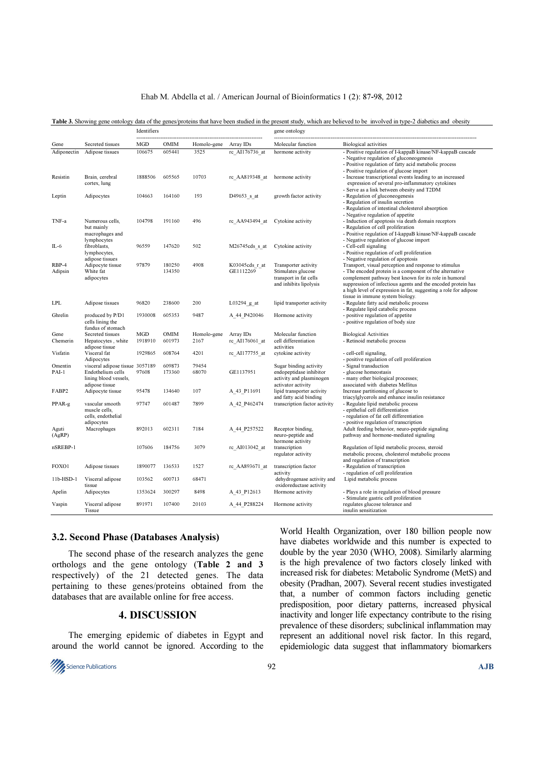**Table 3.** Showing gene ontology data of the genes/proteins that have been studied in the present study, which are believed to be involved in type-2 diabetics and obesity

| | | Identifiers | | | | gene ontology | |
|---|---|---|---|---|---|---|---|
| Gene | Secreted tissues | MGD | OMIM | Homolo-gene | Array IDs | Molecular function | Biological activities |
| Adiponectin | Adipose tissues | 106675 | 605441 | 3525 | rc_AI176736_at | hormone activity | - Positive regulation of I-kappaB kinase/NF-kappaB cascade<br>- Negative regulation of gluconeogenesis<br>- Positive regulation of fatty acid metabolic process<br>- Positive regulation of glucose import |
| Resistin | Brain, cerebral cortex, lung | 1888506 | 605565 | 10703 | rc_AA819348_at | hormone activity | - Increase transcriptional events leading to an increased expression of several pro-inflammatory cytokines<br>- Serve as a link between obesity and T2DM |
| Leptin | Adipocytes | 104663 | 164160 | 193 | D49653_s_at | growth factor activity | - Regulation of gluconeogenesis<br>- Regulation of insulin secretion<br>- Regulation of intestinal cholesterol absorption<br>- Negative regulation of appetite |
| TNF-a | Numerous cells, but mainly macrophages and lymphocytes | 104798 | 191160 | 496 | rc_AA943494_at | Cytokine activity | - Induction of apoptosis via death domain receptors<br>- Regulation of cell proliferation<br>- Positive regulation of I-kappaB kinase/NF-kappaB cascade<br>- Negative regulation of glucose import |
| IL-6 | fibroblasts, lymphocytes, adipose tissues | 96559 | 147620 | 502 | M26745cds_s_at | Cytokine activity | - Cell-cell signaling<br>- Positive regulation of cell proliferation<br>- Negative regulation of apoptosis |
| RBP-4 | Adipocyte tissue | 97879 | 180250 | 4908 | K03045cds_r_at | Transporter activity | Transport, visual perception and response to stimulus |
| Adipsin | White fat adipocytes | | 134350 | | GE1112269 | Stimulates glucose transport in fat cells and inhibits lipolysis | - The encoded protein is a component of the alternative complement pathway best known for its role in humoral suppression of infectious agents and the encoded protein has a high level of expression in fat, suggesting a role for adipose tissue in immune system biology. |
| LPL | Adipose tissues | 96820 | 238600 | 200 | L03294_g_at | lipid transporter activity | - Regulate fatty acid metabolic process<br>- Regulate lipid catabolic process |
| Ghrelin | produced by P/D1 cells lining the fundus of stomach | 1930008 | 605353 | 9487 | A_44_P420046 | Hormone activity | - positive regulation of appetite<br>- positive regulation of body size |
| Gene | Secreted tissues | MGD | OMIM | Homolo-gene | Array IDs | Molecular function | Biological Activities |
| Chemerin | Hepatocytes , white adipose tissue | 1918910 | 601973 | 2167 | rc_AI176061_at | cell differentiation activities | - Retinoid metabolic process |
| Visfatin | Visceral fat Adipocytes | 1929865 | 608764 | 4201 | rc_AI177755_at | cytokine activity | - cell-cell signaling,<br>- positive regulation of cell proliferation |
| Omentin | visceral adipose tissue | 3057189 | 609873 | 79454 | | Sugar binding activity | - Signal transduction |
| PAI-1 | Endothelium cells lining blood vessels, adipose tissue | 97608 | 173360 | 68070 | GE1137951 | endopeptidase inhibitor activity and plasminogen activator activity | - glucose homeostasis<br>- many other biological processes; associated with diabetes Mellitus |
| FABP2 | Adipocyte tissue | 95478 | 134640 | 107 | A_43_P11691 | lipid transporter activity and fatty acid binding | Increase partitioning of glucose to triacylglycerols and enhance insulin resistance |
| PPAR-g | vascular smooth muscle cells, cells, endothelial adipocytes | 97747 | 601487 | 7899 | A_42_P462474 | transcription factor activity | - Regulate lipid metabolic process<br>- epithelial cell differentiation<br>- regulation of fat cell differentiation<br>- positive regulation of transcription |
| Aguti (AgRP) | Macrophages | 892013 | 602311 | 7184 | A_44_P257522 | Receptor binding, neuro-peptide and hormone activity | Adult feeding behavior, neuro-peptide signaling pathway and hormone-mediated signaling |
| nSREBP-1 | | 107606 | 184756 | 3079 | rc_AI013042_at | transcription regulator activity | Regulation of lipid metabolic process, steroid metabolic process, cholesterol metabolic process and regulation of transcription |
| FOXO1 | Adipose tissues | 1890077 | 136533 | 1527 | rc_AA893671_at | transcription factor activity | - Regulation of transcription<br>- regulation of cell proliferation |
| 11b-HSD-1 | Visceral adipose tissue | 103562 | 600713 | 68471 | | dehydrogenase activity and oxidoreductase activity | Lipid metabolic process |
| Apelin | Adipocytes | 1353624 | 300297 | 8498 | A_43_P12613 | Hormone activity | - Plays a role in regulation of blood pressure<br>- Stimulate gastric cell proliferation |
| Vaspin | Visceral adipose Tissue | 891971 | 107400 | 20103 | A_44_P288224 | Hormone activity | regulates glucose tolerance and insulin sensitization |

### 3.2. Second Phase (Databases Analysis)

The second phase of the research analyzes the gene orthologs and the gene ontology (**Table 2 and 3** respectively) of the 21 detected genes. The data pertaining to these genes/proteins obtained from the databases that are available online for free access.

## 4. DISCUSSION

The emerging epidemic of diabetes in Egypt and around the world cannot be ignored. According to the World Health Organization, over 180 billion people now have diabetes worldwide and this number is expected to double by the year 2030 (WHO, 2008). Similarly alarming is the high prevalence of two factors closely linked with increased risk for diabetes: Metabolic Syndrome (MetS) and obesity (Pradhan, 2007). Several recent studies investigated that, a number of common factors including genetic predisposition, poor dietary patterns, increased physical inactivity and longer life expectancy contribute to the rising prevalence of these disorders; subclinical inflammation may represent an additional novel risk factor. In this regard, epidemiologic data suggest that inflammatory biomarkers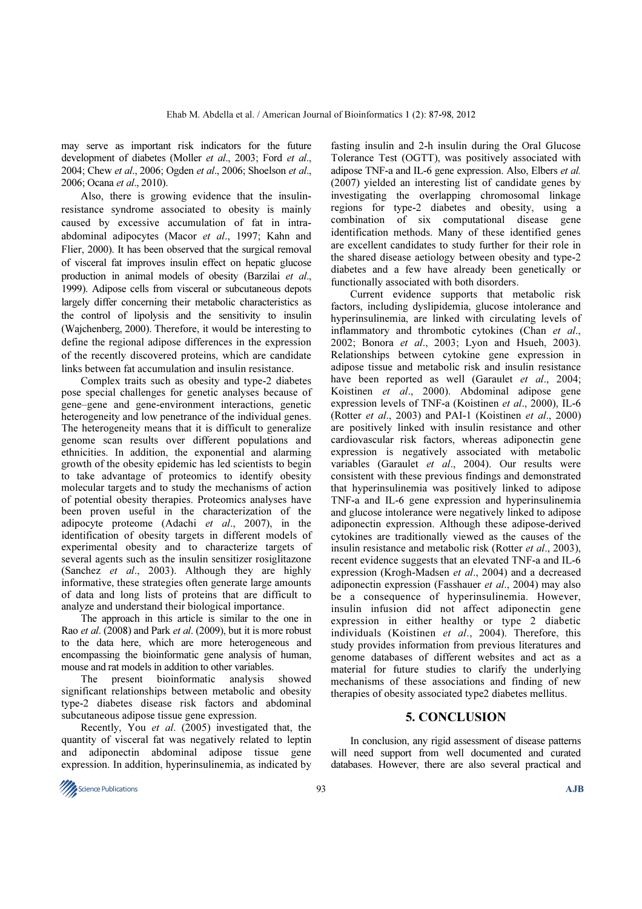may serve as important risk indicators for the future development of diabetes (Moller *et al*., 2003; Ford *et al*., 2004; Chew *et al*., 2006; Ogden *et al*., 2006; Shoelson *et al*., 2006; Ocana *et al*., 2010).

Also, there is growing evidence that the insulin-resistance syndrome associated to obesity is mainly caused by excessive accumulation of fat in intra-abdominal adipocytes (Macor *et al*., 1997; Kahn and Flier, 2000). It has been observed that the surgical removal of visceral fat improves insulin effect on hepatic glucose production in animal models of obesity (Barzilai *et al*., 1999). Adipose cells from visceral or subcutaneous depots largely differ concerning their metabolic characteristics as the control of lipolysis and the sensitivity to insulin (Wajchenberg, 2000). Therefore, it would be interesting to define the regional adipose differences in the expression of the recently discovered proteins, which are candidate links between fat accumulation and insulin resistance.

Complex traits such as obesity and type-2 diabetes pose special challenges for genetic analyses because of gene–gene and gene-environment interactions, genetic heterogeneity and low penetrance of the individual genes. The heterogeneity means that it is difficult to generalize genome scan results over different populations and ethnicities. In addition, the exponential and alarming growth of the obesity epidemic has led scientists to begin to take advantage of proteomics to identify obesity molecular targets and to study the mechanisms of action of potential obesity therapies. Proteomics analyses have been proven useful in the characterization of the adipocyte proteome (Adachi *et al*., 2007), in the identification of obesity targets in different models of experimental obesity and to characterize targets of several agents such as the insulin sensitizer rosiglitazone (Sanchez *et al*., 2003). Although they are highly informative, these strategies often generate large amounts of data and long lists of proteins that are difficult to analyze and understand their biological importance.

The approach in this article is similar to the one in Rao *et al*. (2008) and Park *et al*. (2009), but it is more robust to the data here, which are more heterogeneous and encompassing the bioinformatic gene analysis of human, mouse and rat models in addition to other variables.

The present bioinformatic analysis showed significant relationships between metabolic and obesity type-2 diabetes disease risk factors and abdominal subcutaneous adipose tissue gene expression.

Recently, You *et al*. (2005) investigated that, the quantity of visceral fat was negatively related to leptin and adiponectin abdominal adipose tissue gene expression. In addition, hyperinsulinemia, as indicated by fasting insulin and 2-h insulin during the Oral Glucose Tolerance Test (OGTT), was positively associated with adipose TNF-a and IL-6 gene expression. Also, Elbers *et al.* (2007) yielded an interesting list of candidate genes by investigating the overlapping chromosomal linkage regions for type-2 diabetes and obesity, using a combination of six computational disease gene identification methods. Many of these identified genes are excellent candidates to study further for their role in the shared disease aetiology between obesity and type-2 diabetes and a few have already been genetically or functionally associated with both disorders.

Current evidence supports that metabolic risk factors, including dyslipidemia, glucose intolerance and hyperinsulinemia, are linked with circulating levels of inflammatory and thrombotic cytokines (Chan *et al*., 2002; Bonora *et al*., 2003; Lyon and Hsueh, 2003). Relationships between cytokine gene expression in adipose tissue and metabolic risk and insulin resistance have been reported as well (Garaulet *et al*., 2004; Koistinen *et al*., 2000). Abdominal adipose gene expression levels of TNF-a (Koistinen *et al*., 2000), IL-6 (Rotter *et al*., 2003) and PAI-1 (Koistinen *et al*., 2000) are positively linked with insulin resistance and other cardiovascular risk factors, whereas adiponectin gene expression is negatively associated with metabolic variables (Garaulet *et al*., 2004). Our results were consistent with these previous findings and demonstrated that hyperinsulinemia was positively linked to adipose TNF-a and IL-6 gene expression and hyperinsulinemia and glucose intolerance were negatively linked to adipose adiponectin expression. Although these adipose-derived cytokines are traditionally viewed as the causes of the insulin resistance and metabolic risk (Rotter *et al*., 2003), recent evidence suggests that an elevated TNF-a and IL-6 expression (Krogh-Madsen *et al*., 2004) and a decreased adiponectin expression (Fasshauer *et al*., 2004) may also be a consequence of hyperinsulinemia. However, insulin infusion did not affect adiponectin gene expression in either healthy or type 2 diabetic individuals (Koistinen *et al*., 2004). Therefore, this study provides information from previous literatures and genome databases of different websites and act as a material for future studies to clarify the underlying mechanisms of these associations and finding of new therapies of obesity associated type2 diabetes mellitus.

## 5. CONCLUSION

In conclusion, any rigid assessment of disease patterns will need support from well documented and curated databases. However, there are also several practical and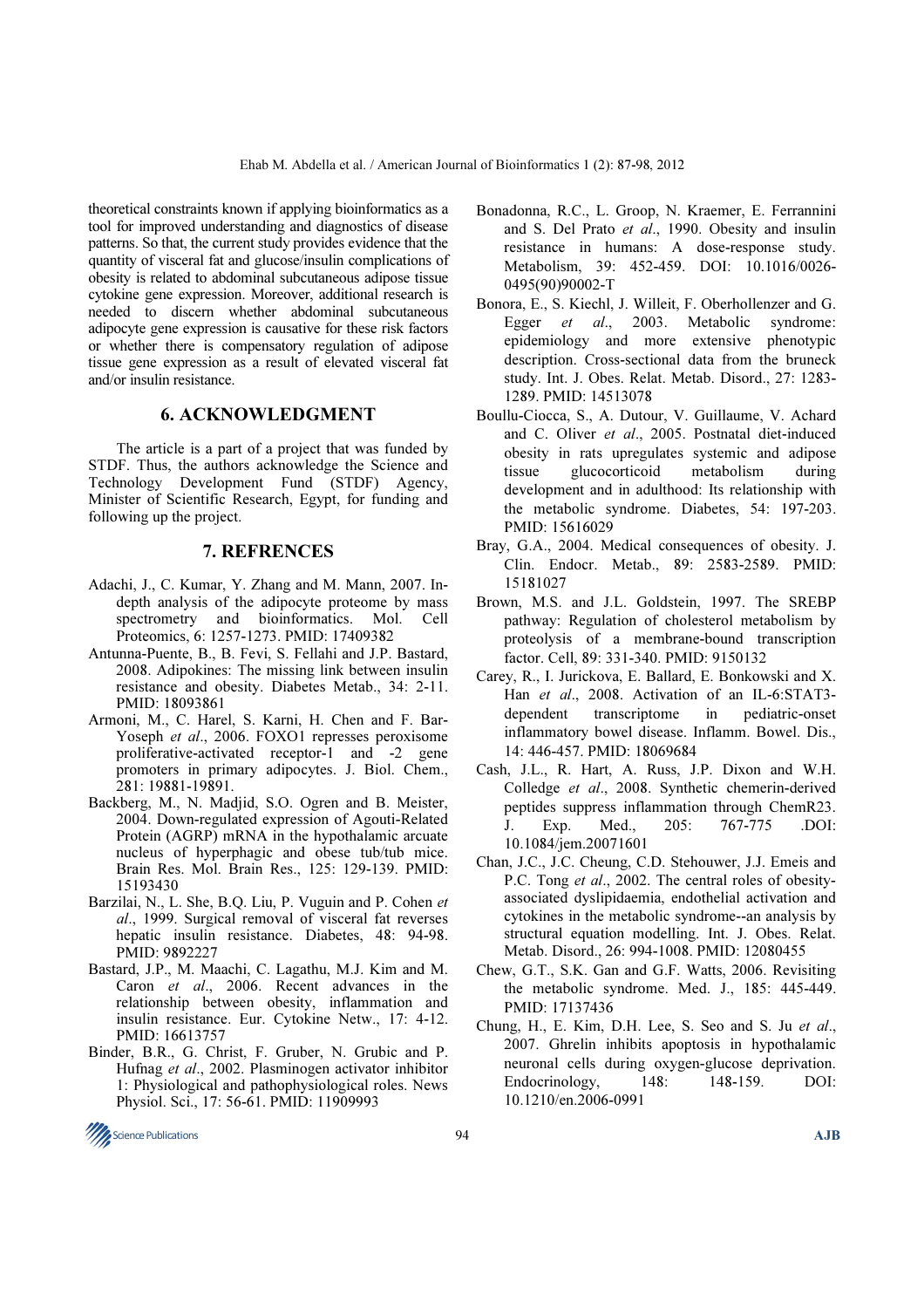theoretical constraints known if applying bioinformatics as a tool for improved understanding and diagnostics of disease patterns. So that, the current study provides evidence that the quantity of visceral fat and glucose/insulin complications of obesity is related to abdominal subcutaneous adipose tissue cytokine gene expression. Moreover, additional research is needed to discern whether abdominal subcutaneous adipocyte gene expression is causative for these risk factors or whether there is compensatory regulation of adipose tissue gene expression as a result of elevated visceral fat and/or insulin resistance.

## 6. ACKNOWLEDGMENT

The article is a part of a project that was funded by STDF. Thus, the authors acknowledge the Science and Technology Development Fund (STDF) Agency, Minister of Scientific Research, Egypt, for funding and following up the project.

## 7. REFRENCES

Adachi, J., C. Kumar, Y. Zhang and M. Mann, 2007. In-depth analysis of the adipocyte proteome by mass spectrometry and bioinformatics. Mol. Cell Proteomics, 6: 1257-1273. PMID: 17409382

Antunna-Puente, B., B. Fevi, S. Fellahi and J.P. Bastard, 2008. Adipokines: The missing link between insulin resistance and obesity. Diabetes Metab., 34: 2-11. PMID: 18093861

Armoni, M., C. Harel, S. Karni, H. Chen and F. Bar-Yoseph *et al*., 2006. FOXO1 represses peroxisome proliferative-activated receptor-1 and -2 gene promoters in primary adipocytes. J. Biol. Chem., 281: 19881-19891.

Backberg, M., N. Madjid, S.O. Ogren and B. Meister, 2004. Down-regulated expression of Agouti-Related Protein (AGRP) mRNA in the hypothalamic arcuate nucleus of hyperphagic and obese tub/tub mice. Brain Res. Mol. Brain Res., 125: 129-139. PMID: 15193430

Barzilai, N., L. She, B.Q. Liu, P. Vuguin and P. Cohen *et al*., 1999. Surgical removal of visceral fat reverses hepatic insulin resistance. Diabetes, 48: 94-98. PMID: 9892227

Bastard, J.P., M. Maachi, C. Lagathu, M.J. Kim and M. Caron *et al*., 2006. Recent advances in the relationship between obesity, inflammation and insulin resistance. Eur. Cytokine Netw., 17: 4-12. PMID: 16613757

Binder, B.R., G. Christ, F. Gruber, N. Grubic and P. Hufnag *et al*., 2002. Plasminogen activator inhibitor 1: Physiological and pathophysiological roles. News Physiol. Sci., 17: 56-61. PMID: 11909993

Bonadonna, R.C., L. Groop, N. Kraemer, E. Ferrannini and S. Del Prato *et al*., 1990. Obesity and insulin resistance in humans: A dose-response study. Metabolism, 39: 452-459. DOI: 10.1016/0026-0495(90)90002-T

Bonora, E., S. Kiechl, J. Willeit, F. Oberhollenzer and G. Egger *et al*., 2003. Metabolic syndrome: epidemiology and more extensive phenotypic description. Cross-sectional data from the bruneck study. Int. J. Obes. Relat. Metab. Disord., 27: 1283-1289. PMID: 14513078

Boullu-Ciocca, S., A. Dutour, V. Guillaume, V. Achard and C. Oliver *et al*., 2005. Postnatal diet-induced obesity in rats upregulates systemic and adipose tissue glucocorticoid metabolism during development and in adulthood: Its relationship with the metabolic syndrome. Diabetes, 54: 197-203. PMID: 15616029

Bray, G.A., 2004. Medical consequences of obesity. J. Clin. Endocr. Metab., 89: 2583-2589. PMID: 15181027

Brown, M.S. and J.L. Goldstein, 1997. The SREBP pathway: Regulation of cholesterol metabolism by proteolysis of a membrane-bound transcription factor. Cell, 89: 331-340. PMID: 9150132

Carey, R., I. Jurickova, E. Ballard, E. Bonkowski and X. Han *et al*., 2008. Activation of an IL-6:STAT3-dependent transcriptome in pediatric-onset inflammatory bowel disease. Inflamm. Bowel. Dis., 14: 446-457. PMID: 18069684

Cash, J.L., R. Hart, A. Russ, J.P. Dixon and W.H. Colledge *et al*., 2008. Synthetic chemerin-derived peptides suppress inflammation through ChemR23. J. Exp. Med., 205: 767-775 .DOI: 10.1084/jem.20071601

Chan, J.C., J.C. Cheung, C.D. Stehouwer, J.J. Emeis and P.C. Tong *et al*., 2002. The central roles of obesity-associated dyslipidaemia, endothelial activation and cytokines in the metabolic syndrome--an analysis by structural equation modelling. Int. J. Obes. Relat. Metab. Disord., 26: 994-1008. PMID: 12080455

Chew, G.T., S.K. Gan and G.F. Watts, 2006. Revisiting the metabolic syndrome. Med. J., 185: 445-449. PMID: 17137436

Chung, H., E. Kim, D.H. Lee, S. Seo and S. Ju *et al*., 2007. Ghrelin inhibits apoptosis in hypothalamic neuronal cells during oxygen-glucose deprivation. Endocrinology, 148: 148-159. DOI: 10.1210/en.2006-0991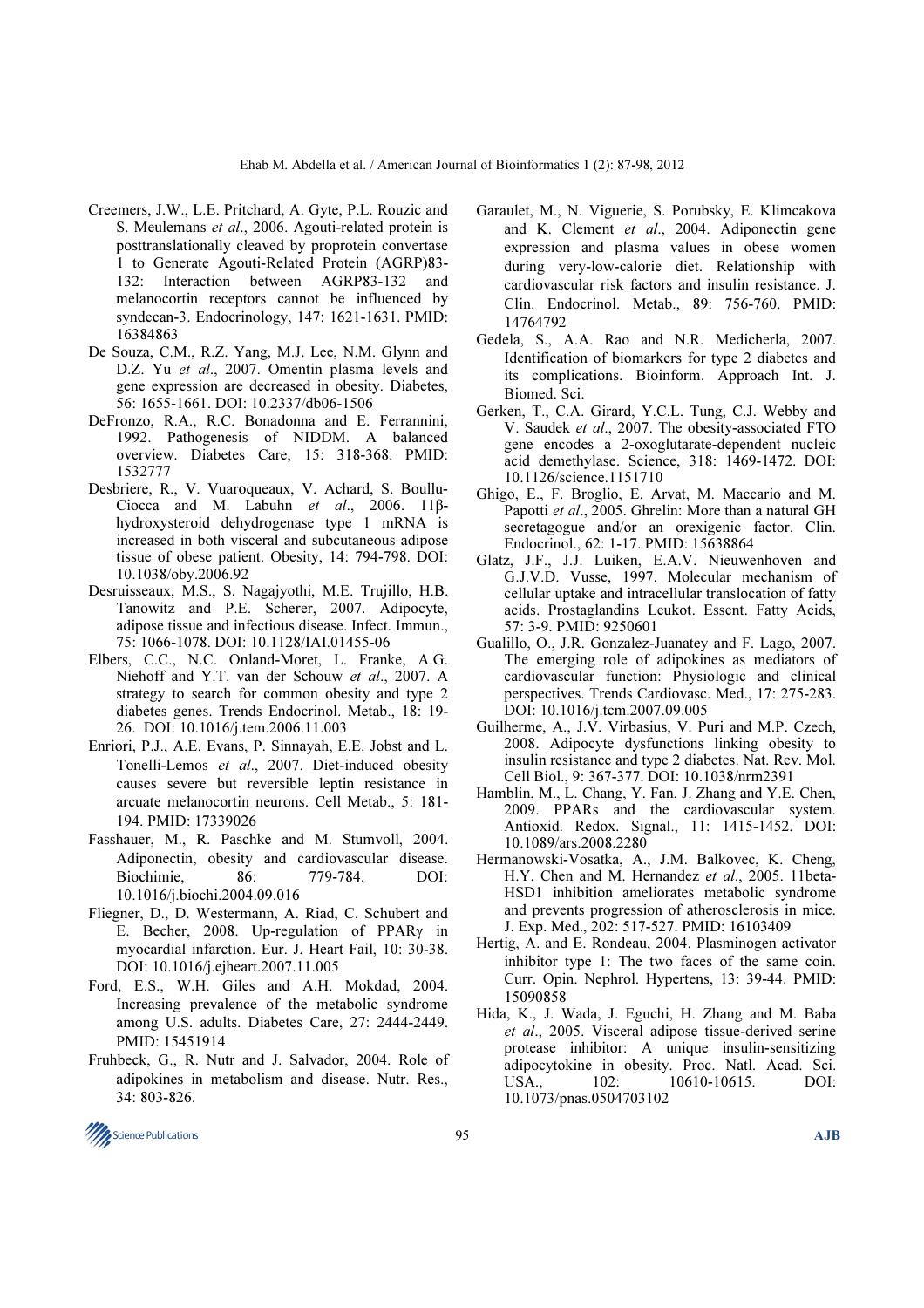Creemers, J.W., L.E. Pritchard, A. Gyte, P.L. Rouzic and S. Meulemans *et al*., 2006. Agouti-related protein is posttranslationally cleaved by proprotein convertase 1 to Generate Agouti-Related Protein (AGRP)83-132: Interaction between AGRP83-132 and melanocortin receptors cannot be influenced by syndecan-3. Endocrinology, 147: 1621-1631. PMID: 16384863

De Souza, C.M., R.Z. Yang, M.J. Lee, N.M. Glynn and D.Z. Yu *et al*., 2007. Omentin plasma levels and gene expression are decreased in obesity. Diabetes, 56: 1655-1661. DOI: 10.2337/db06-1506

DeFronzo, R.A., R.C. Bonadonna and E. Ferrannini, 1992. Pathogenesis of NIDDM. A balanced overview. Diabetes Care, 15: 318-368. PMID: 1532777

Desbriere, R., V. Vuaroqueaux, V. Achard, S. Boullu-Ciocca and M. Labuhn *et al*., 2006. 11β-hydroxysteroid dehydrogenase type 1 mRNA is increased in both visceral and subcutaneous adipose tissue of obese patient. Obesity, 14: 794-798. DOI: 10.1038/oby.2006.92

Desruisseaux, M.S., S. Nagajyothi, M.E. Trujillo, H.B. Tanowitz and P.E. Scherer, 2007. Adipocyte, adipose tissue and infectious disease. Infect. Immun., 75: 1066-1078. DOI: 10.1128/IAI.01455-06

Elbers, C.C., N.C. Onland-Moret, L. Franke, A.G. Niehoff and Y.T. van der Schouw *et al*., 2007. A strategy to search for common obesity and type 2 diabetes genes. Trends Endocrinol. Metab., 18: 19-26. DOI: 10.1016/j.tem.2006.11.003

Enriori, P.J., A.E. Evans, P. Sinnayah, E.E. Jobst and L. Tonelli-Lemos *et al*., 2007. Diet-induced obesity causes severe but reversible leptin resistance in arcuate melanocortin neurons. Cell Metab., 5: 181-194. PMID: 17339026

Fasshauer, M., R. Paschke and M. Stumvoll, 2004. Adiponectin, obesity and cardiovascular disease. Biochimie, 86: 779-784. DOI: 10.1016/j.biochi.2004.09.016

Fliegner, D., D. Westermann, A. Riad, C. Schubert and E. Becher, 2008. Up-regulation of PPARγ in myocardial infarction. Eur. J. Heart Fail, 10: 30-38. DOI: 10.1016/j.ejheart.2007.11.005

Ford, E.S., W.H. Giles and A.H. Mokdad, 2004. Increasing prevalence of the metabolic syndrome among U.S. adults. Diabetes Care, 27: 2444-2449. PMID: 15451914

Fruhbeck, G., R. Nutr and J. Salvador, 2004. Role of adipokines in metabolism and disease. Nutr. Res., 34: 803-826.

Garaulet, M., N. Viguerie, S. Porubsky, E. Klimcakova and K. Clement *et al*., 2004. Adiponectin gene expression and plasma values in obese women during very-low-calorie diet. Relationship with cardiovascular risk factors and insulin resistance. J. Clin. Endocrinol. Metab., 89: 756-760. PMID: 14764792

Gedela, S., A.A. Rao and N.R. Medicherla, 2007. Identification of biomarkers for type 2 diabetes and its complications. Bioinform. Approach Int. J. Biomed. Sci.

Gerken, T., C.A. Girard, Y.C.L. Tung, C.J. Webby and V. Saudek *et al*., 2007. The obesity-associated FTO gene encodes a 2-oxoglutarate-dependent nucleic acid demethylase. Science, 318: 1469-1472. DOI: 10.1126/science.1151710

Ghigo, E., F. Broglio, E. Arvat, M. Maccario and M. Papotti *et al*., 2005. Ghrelin: More than a natural GH secretagogue and/or an orexigenic factor. Clin. Endocrinol., 62: 1-17. PMID: 15638864

Glatz, J.F., J.J. Luiken, E.A.V. Nieuwenhoven and G.J.V.D. Vusse, 1997. Molecular mechanism of cellular uptake and intracellular translocation of fatty acids. Prostaglandins Leukot. Essent. Fatty Acids, 57: 3-9. PMID: 9250601

Gualillo, O., J.R. Gonzalez-Juanatey and F. Lago, 2007. The emerging role of adipokines as mediators of cardiovascular function: Physiologic and clinical perspectives. Trends Cardiovasc. Med., 17: 275-283. DOI: 10.1016/j.tcm.2007.09.005

Guilherme, A., J.V. Virbasius, V. Puri and M.P. Czech, 2008. Adipocyte dysfunctions linking obesity to insulin resistance and type 2 diabetes. Nat. Rev. Mol. Cell Biol., 9: 367-377. DOI: 10.1038/nrm2391

Hamblin, M., L. Chang, Y. Fan, J. Zhang and Y.E. Chen, 2009. PPARs and the cardiovascular system. Antioxid. Redox. Signal., 11: 1415-1452. DOI: 10.1089/ars.2008.2280

Hermanowski-Vosatka, A., J.M. Balkovec, K. Cheng, H.Y. Chen and M. Hernandez *et al*., 2005. 11beta-HSD1 inhibition ameliorates metabolic syndrome and prevents progression of atherosclerosis in mice. J. Exp. Med., 202: 517-527. PMID: 16103409

Hertig, A. and E. Rondeau, 2004. Plasminogen activator inhibitor type 1: The two faces of the same coin. Curr. Opin. Nephrol. Hypertens, 13: 39-44. PMID: 15090858

Hida, K., J. Wada, J. Eguchi, H. Zhang and M. Baba *et al*., 2005. Visceral adipose tissue-derived serine protease inhibitor: A unique insulin-sensitizing adipocytokine in obesity. Proc. Natl. Acad. Sci. USA., 102: 10610-10615. DOI: 10.1073/pnas.0504703102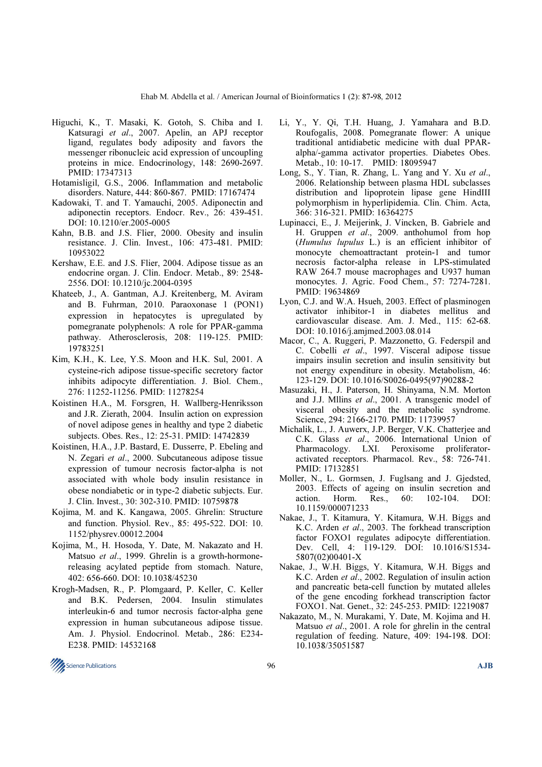Higuchi, K., T. Masaki, K. Gotoh, S. Chiba and I. Katsuragi *et al*., 2007. Apelin, an APJ receptor ligand, regulates body adiposity and favors the messenger ribonucleic acid expression of uncoupling proteins in mice. Endocrinology, 148: 2690-2697. PMID: 17347313

Hotamisligil, G.S., 2006. Inflammation and metabolic disorders. Nature, 444: 860-867. PMID: 17167474

Kadowaki, T. and T. Yamauchi, 2005. Adiponectin and adiponectin receptors. Endocr. Rev., 26: 439-451. DOI: 10.1210/er.2005-0005

Kahn, B.B. and J.S. Flier, 2000. Obesity and insulin resistance. J. Clin. Invest., 106: 473-481. PMID: 10953022

Kershaw, E.E. and J.S. Flier, 2004. Adipose tissue as an endocrine organ. J. Clin. Endocr. Metab., 89: 2548-2556. DOI: 10.1210/jc.2004-0395

Khateeb, J., A. Gantman, A.J. Kreitenberg, M. Aviram and B. Fuhrman, 2010. Paraoxonase 1 (PON1) expression in hepatocytes is upregulated by pomegranate polyphenols: A role for PPAR-gamma pathway. Atherosclerosis, 208: 119-125. PMID: 19783251

Kim, K.H., K. Lee, Y.S. Moon and H.K. Sul, 2001. A cysteine-rich adipose tissue-specific secretory factor inhibits adipocyte differentiation. J. Biol. Chem., 276: 11252-11256. PMID: 11278254

Koistinen H.A., M. Forsgren, H. Wallberg-Henriksson and J.R. Zierath, 2004. Insulin action on expression of novel adipose genes in healthy and type 2 diabetic subjects. Obes. Res., 12: 25-31. PMID: 14742839

Koistinen, H.A., J.P. Bastard, E. Dusserre, P. Ebeling and N. Zegari *et al*., 2000. Subcutaneous adipose tissue expression of tumour necrosis factor-alpha is not associated with whole body insulin resistance in obese nondiabetic or in type-2 diabetic subjects. Eur. J. Clin. Invest., 30: 302-310. PMID: 10759878

Kojima, M. and K. Kangawa, 2005. Ghrelin: Structure and function. Physiol. Rev., 85: 495-522. DOI: 10. 1152/physrev.00012.2004

Kojima, M., H. Hosoda, Y. Date, M. Nakazato and H. Matsuo *et al*., 1999. Ghrelin is a growth-hormone-releasing acylated peptide from stomach. Nature, 402: 656-660. DOI: 10.1038/45230

Krogh-Madsen, R., P. Plomgaard, P. Keller, C. Keller and B.K. Pedersen, 2004. Insulin stimulates interleukin-6 and tumor necrosis factor-alpha gene expression in human subcutaneous adipose tissue. Am. J. Physiol. Endocrinol. Metab., 286: E234-E238. PMID: 14532168

Li, Y., Y. Qi, T.H. Huang, J. Yamahara and B.D. Roufogalis, 2008. Pomegranate flower: A unique traditional antidiabetic medicine with dual PPAR-alpha/-gamma activator properties. Diabetes Obes. Metab., 10: 10-17. PMID: 18095947

Long, S., Y. Tian, R. Zhang, L. Yang and Y. Xu *et al*., 2006. Relationship between plasma HDL subclasses distribution and lipoprotein lipase gene HindIII polymorphism in hyperlipidemia. Clin. Chim. Acta, 366: 316-321. PMID: 16364275

Lupinacci, E., J. Meijerink, J. Vincken, B. Gabriele and H. Gruppen *et al*., 2009. anthohumol from hop (*Humulus lupulus* L.) is an efficient inhibitor of monocyte chemoattractant protein-1 and tumor necrosis factor-alpha release in LPS-stimulated RAW 264.7 mouse macrophages and U937 human monocytes. J. Agric. Food Chem., 57: 7274-7281. PMID: 19634869

Lyon, C.J. and W.A. Hsueh, 2003. Effect of plasminogen activator inhibitor-1 in diabetes mellitus and cardiovascular disease. Am. J. Med., 115: 62-68. DOI: 10.1016/j.amjmed.2003.08.014

Macor, C., A. Ruggeri, P. Mazzonetto, G. Federspil and C. Cobelli *et al*., 1997. Visceral adipose tissue impairs insulin secretion and insulin sensitivity but not energy expenditure in obesity. Metabolism, 46: 123-129. DOI: 10.1016/S0026-0495(97)90288-2

Masuzaki, H., J. Paterson, H. Shinyama, N.M. Morton and J.J. Mllins *et al*., 2001. A transgenic model of visceral obesity and the metabolic syndrome. Science, 294: 2166-2170. PMID: 11739957

Michalik, L., J. Auwerx, J.P. Berger, V.K. Chatterjee and C.K. Glass *et al*., 2006. International Union of Pharmacology. LXI. Peroxisome proliferator-activated receptors. Pharmacol. Rev., 58: 726-741. PMID: 17132851

Moller, N., L. Gormsen, J. Fuglsang and J. Gjedsted, 2003. Effects of ageing on insulin secretion and action. Horm. Res., 60: 102-104. DOI: 10.1159/000071233

Nakae, J., T. Kitamura, Y. Kitamura, W.H. Biggs and K.C. Arden *et al*., 2003. The forkhead transcription factor FOXO1 regulates adipocyte differentiation. Dev. Cell, 4: 119-129. DOI: 10.1016/S1534-5807(02)00401-X

Nakae, J., W.H. Biggs, Y. Kitamura, W.H. Biggs and K.C. Arden *et al*., 2002. Regulation of insulin action and pancreatic beta-cell function by mutated alleles of the gene encoding forkhead transcription factor FOXO1. Nat. Genet., 32: 245-253. PMID: 12219087

Nakazato, M., N. Murakami, Y. Date, M. Kojima and H. Matsuo *et al*., 2001. A role for ghrelin in the central regulation of feeding. Nature, 409: 194-198. DOI: 10.1038/35051587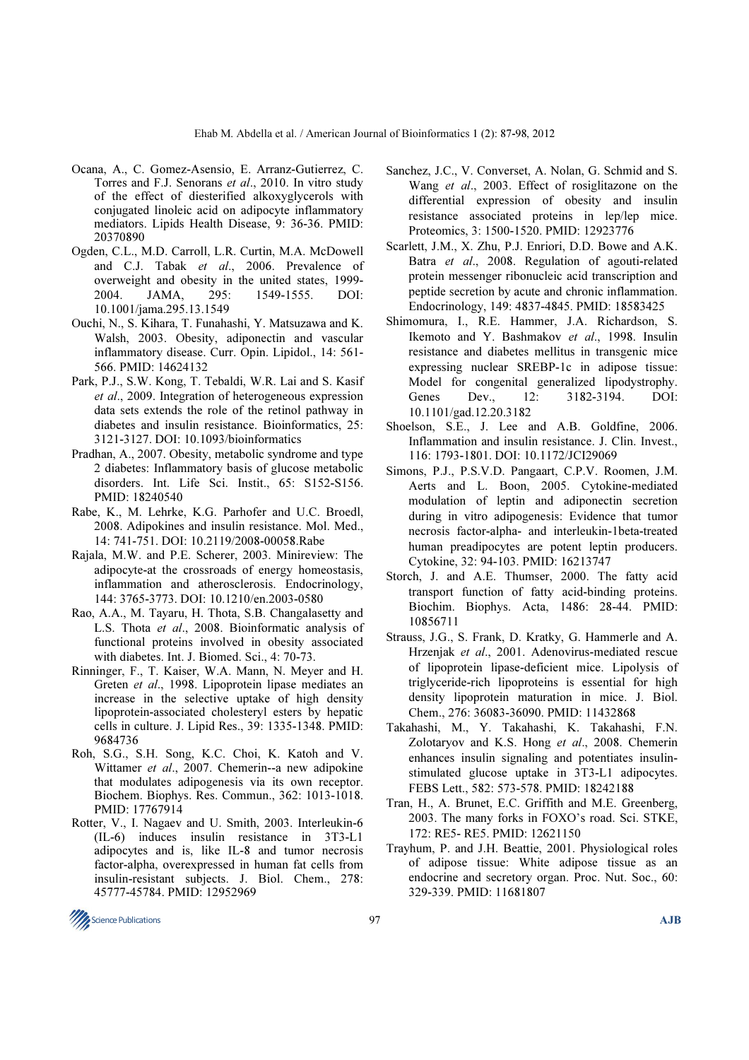Ocana, A., C. Gomez-Asensio, E. Arranz-Gutierrez, C. Torres and F.J. Senorans *et al*., 2010. In vitro study of the effect of diesterified alkoxyglycerols with conjugated linoleic acid on adipocyte inflammatory mediators. Lipids Health Disease, 9: 36-36. PMID: 20370890

Ogden, C.L., M.D. Carroll, L.R. Curtin, M.A. McDowell and C.J. Tabak *et al*., 2006. Prevalence of overweight and obesity in the united states, 1999-2004. JAMA, 295: 1549-1555. DOI: 10.1001/jama.295.13.1549

Ouchi, N., S. Kihara, T. Funahashi, Y. Matsuzawa and K. Walsh, 2003. Obesity, adiponectin and vascular inflammatory disease. Curr. Opin. Lipidol., 14: 561-566. PMID: 14624132

Park, P.J., S.W. Kong, T. Tebaldi, W.R. Lai and S. Kasif *et al*., 2009. Integration of heterogeneous expression data sets extends the role of the retinol pathway in diabetes and insulin resistance. Bioinformatics, 25: 3121-3127. DOI: 10.1093/bioinformatics

Pradhan, A., 2007. Obesity, metabolic syndrome and type 2 diabetes: Inflammatory basis of glucose metabolic disorders. Int. Life Sci. Instit., 65: S152-S156. PMID: 18240540

Rabe, K., M. Lehrke, K.G. Parhofer and U.C. Broedl, 2008. Adipokines and insulin resistance. Mol. Med., 14: 741-751. DOI: 10.2119/2008-00058.Rabe

Rajala, M.W. and P.E. Scherer, 2003. Minireview: The adipocyte-at the crossroads of energy homeostasis, inflammation and atherosclerosis. Endocrinology, 144: 3765-3773. DOI: 10.1210/en.2003-0580

Rao, A.A., M. Tayaru, H. Thota, S.B. Changalasetty and L.S. Thota *et al*., 2008. Bioinformatic analysis of functional proteins involved in obesity associated with diabetes. Int. J. Biomed. Sci., 4: 70-73.

Rinninger, F., T. Kaiser, W.A. Mann, N. Meyer and H. Greten *et al*., 1998. Lipoprotein lipase mediates an increase in the selective uptake of high density lipoprotein-associated cholesteryl esters by hepatic cells in culture. J. Lipid Res., 39: 1335-1348. PMID: 9684736

Roh, S.G., S.H. Song, K.C. Choi, K. Katoh and V. Wittamer *et al*., 2007. Chemerin--a new adipokine that modulates adipogenesis via its own receptor. Biochem. Biophys. Res. Commun., 362: 1013-1018. PMID: 17767914

Rotter, V., I. Nagaev and U. Smith, 2003. Interleukin-6 (IL-6) induces insulin resistance in 3T3-L1 adipocytes and is, like IL-8 and tumor necrosis factor-alpha, overexpressed in human fat cells from insulin-resistant subjects. J. Biol. Chem., 278: 45777-45784. PMID: 12952969

Sanchez, J.C., V. Converset, A. Nolan, G. Schmid and S. Wang *et al*., 2003. Effect of rosiglitazone on the differential expression of obesity and insulin resistance associated proteins in lep/lep mice. Proteomics, 3: 1500-1520. PMID: 12923776

Scarlett, J.M., X. Zhu, P.J. Enriori, D.D. Bowe and A.K. Batra *et al*., 2008. Regulation of agouti-related protein messenger ribonucleic acid transcription and peptide secretion by acute and chronic inflammation. Endocrinology, 149: 4837-4845. PMID: 18583425

Shimomura, I., R.E. Hammer, J.A. Richardson, S. Ikemoto and Y. Bashmakov *et al*., 1998. Insulin resistance and diabetes mellitus in transgenic mice expressing nuclear SREBP-1c in adipose tissue: Model for congenital generalized lipodystrophy. Genes Dev., 12: 3182-3194. DOI: 10.1101/gad.12.20.3182

Shoelson, S.E., J. Lee and A.B. Goldfine, 2006. Inflammation and insulin resistance. J. Clin. Invest., 116: 1793-1801. DOI: 10.1172/JCI29069

Simons, P.J., P.S.V.D. Pangaart, C.P.V. Roomen, J.M. Aerts and L. Boon, 2005. Cytokine-mediated modulation of leptin and adiponectin secretion during in vitro adipogenesis: Evidence that tumor necrosis factor-alpha- and interleukin-1beta-treated human preadipocytes are potent leptin producers. Cytokine, 32: 94-103. PMID: 16213747

Storch, J. and A.E. Thumser, 2000. The fatty acid transport function of fatty acid-binding proteins. Biochim. Biophys. Acta, 1486: 28-44. PMID: 10856711

Strauss, J.G., S. Frank, D. Kratky, G. Hammerle and A. Hrzenjak *et al*., 2001. Adenovirus-mediated rescue of lipoprotein lipase-deficient mice. Lipolysis of triglyceride-rich lipoproteins is essential for high density lipoprotein maturation in mice. J. Biol. Chem., 276: 36083-36090. PMID: 11432868

Takahashi, M., Y. Takahashi, K. Takahashi, F.N. Zolotaryov and K.S. Hong *et al*., 2008. Chemerin enhances insulin signaling and potentiates insulin-stimulated glucose uptake in 3T3-L1 adipocytes. FEBS Lett., 582: 573-578. PMID: 18242188

Tran, H., A. Brunet, E.C. Griffith and M.E. Greenberg, 2003. The many forks in FOXO's road. Sci. STKE, 172: RE5- RE5. PMID: 12621150

Trayhum, P. and J.H. Beattie, 2001. Physiological roles of adipose tissue: White adipose tissue as an endocrine and secretory organ. Proc. Nut. Soc., 60: 329-339. PMID: 11681807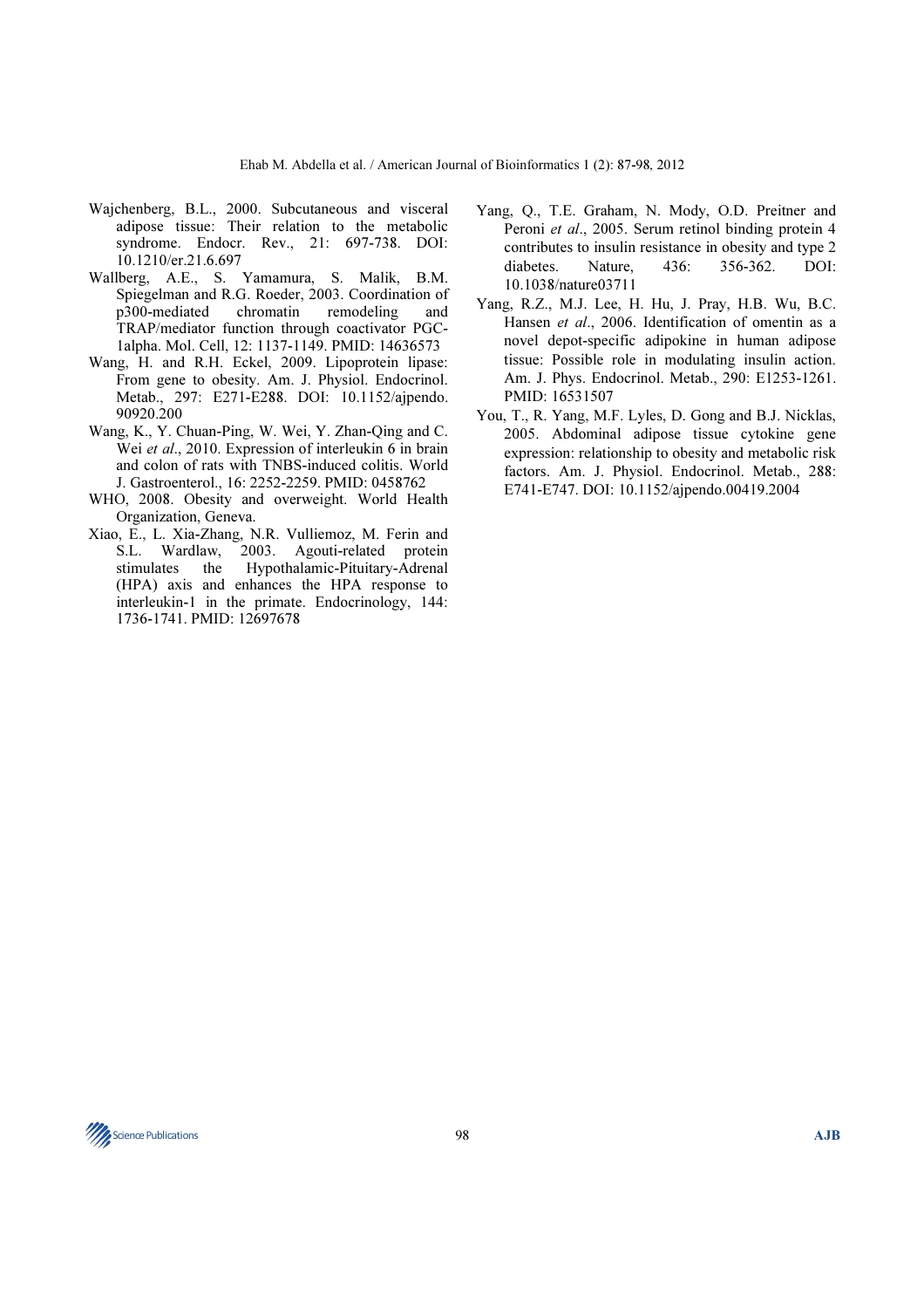Wajchenberg, B.L., 2000. Subcutaneous and visceral adipose tissue: Their relation to the metabolic syndrome. Endocr. Rev., 21: 697-738. DOI: 10.1210/er.21.6.697

Wallberg, A.E., S. Yamamura, S. Malik, B.M. Spiegelman and R.G. Roeder, 2003. Coordination of p300-mediated chromatin remodeling and TRAP/mediator function through coactivator PGC-1alpha. Mol. Cell, 12: 1137-1149. PMID: 14636573

Wang, H. and R.H. Eckel, 2009. Lipoprotein lipase: From gene to obesity. Am. J. Physiol. Endocrinol. Metab., 297: E271-E288. DOI: 10.1152/ajpendo.90920.200

Wang, K., Y. Chuan-Ping, W. Wei, Y. Zhan-Qing and C. Wei *et al*., 2010. Expression of interleukin 6 in brain and colon of rats with TNBS-induced colitis. World J. Gastroenterol., 16: 2252-2259. PMID: 0458762

WHO, 2008. Obesity and overweight. World Health Organization, Geneva.

Xiao, E., L. Xia-Zhang, N.R. Vulliemoz, M. Ferin and S.L. Wardlaw, 2003. Agouti-related protein stimulates the Hypothalamic-Pituitary-Adrenal (HPA) axis and enhances the HPA response to interleukin-1 in the primate. Endocrinology, 144: 1736-1741. PMID: 12697678

Yang, Q., T.E. Graham, N. Mody, O.D. Preitner and Peroni *et al*., 2005. Serum retinol binding protein 4 contributes to insulin resistance in obesity and type 2 diabetes. Nature, 436: 356-362. DOI: 10.1038/nature03711

Yang, R.Z., M.J. Lee, H. Hu, J. Pray, H.B. Wu, B.C. Hansen *et al*., 2006. Identification of omentin as a novel depot-specific adipokine in human adipose tissue: Possible role in modulating insulin action. Am. J. Phys. Endocrinol. Metab., 290: E1253-1261. PMID: 16531507

You, T., R. Yang, M.F. Lyles, D. Gong and B.J. Nicklas, 2005. Abdominal adipose tissue cytokine gene expression: relationship to obesity and metabolic risk factors. Am. J. Physiol. Endocrinol. Metab., 288: E741-E747. DOI: 10.1152/ajpendo.00419.2004